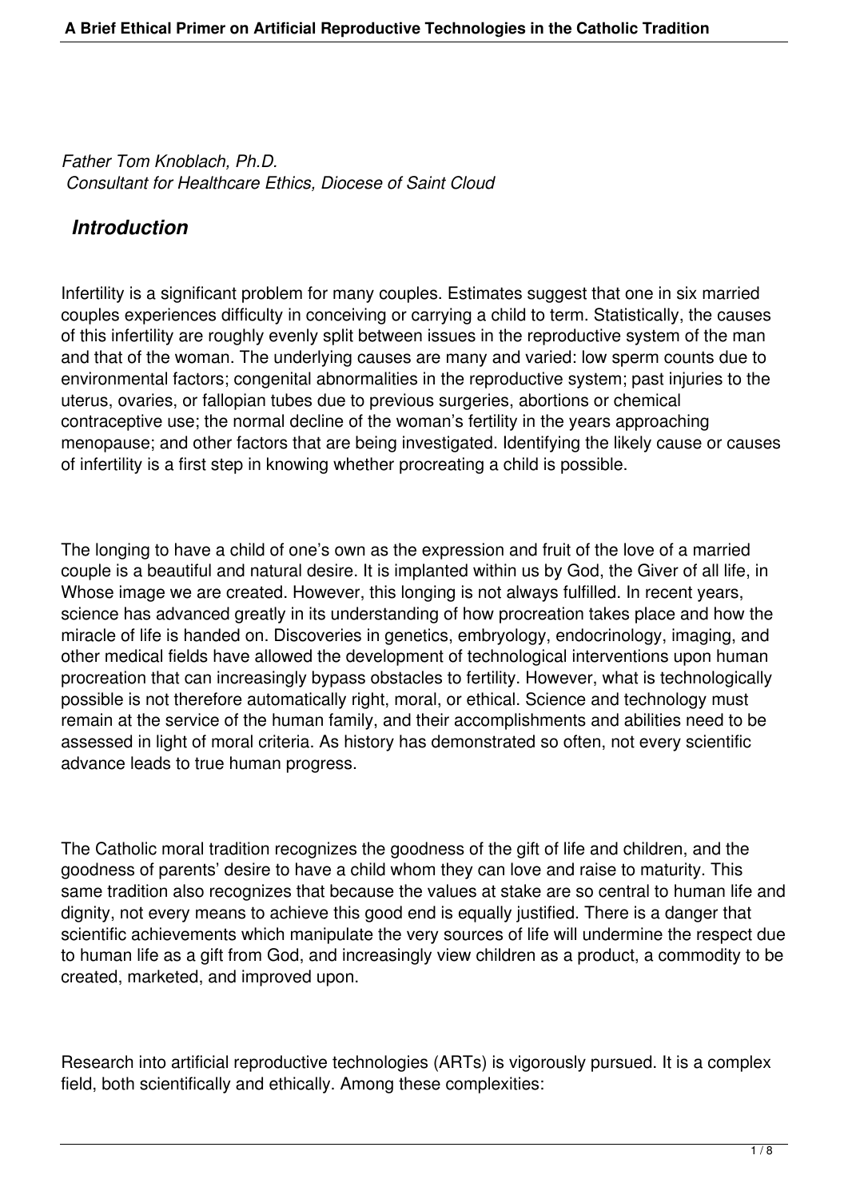*Father Tom Knoblach, Ph.D.*
*Consultant for Healthcare Ethics, Diocese of Saint Cloud*

## *Introduction*

Infertility is a significant problem for many couples. Estimates suggest that one in six married couples experiences difficulty in conceiving or carrying a child to term. Statistically, the causes of this infertility are roughly evenly split between issues in the reproductive system of the man and that of the woman. The underlying causes are many and varied: low sperm counts due to environmental factors; congenital abnormalities in the reproductive system; past injuries to the uterus, ovaries, or fallopian tubes due to previous surgeries, abortions or chemical contraceptive use; the normal decline of the woman's fertility in the years approaching menopause; and other factors that are being investigated. Identifying the likely cause or causes of infertility is a first step in knowing whether procreating a child is possible.

The longing to have a child of one's own as the expression and fruit of the love of a married couple is a beautiful and natural desire. It is implanted within us by God, the Giver of all life, in Whose image we are created. However, this longing is not always fulfilled. In recent years, science has advanced greatly in its understanding of how procreation takes place and how the miracle of life is handed on. Discoveries in genetics, embryology, endocrinology, imaging, and other medical fields have allowed the development of technological interventions upon human procreation that can increasingly bypass obstacles to fertility. However, what is technologically possible is not therefore automatically right, moral, or ethical. Science and technology must remain at the service of the human family, and their accomplishments and abilities need to be assessed in light of moral criteria. As history has demonstrated so often, not every scientific advance leads to true human progress.

The Catholic moral tradition recognizes the goodness of the gift of life and children, and the goodness of parents' desire to have a child whom they can love and raise to maturity. This same tradition also recognizes that because the values at stake are so central to human life and dignity, not every means to achieve this good end is equally justified. There is a danger that scientific achievements which manipulate the very sources of life will undermine the respect due to human life as a gift from God, and increasingly view children as a product, a commodity to be created, marketed, and improved upon.

Research into artificial reproductive technologies (ARTs) is vigorously pursued. It is a complex field, both scientifically and ethically. Among these complexities: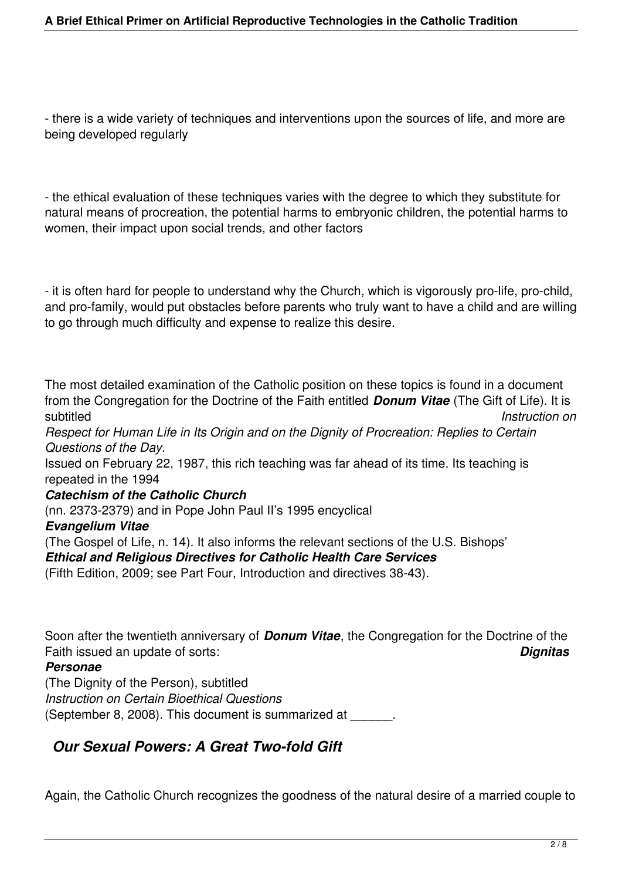- there is a wide variety of techniques and interventions upon the sources of life, and more are being developed regularly

- the ethical evaluation of these techniques varies with the degree to which they substitute for natural means of procreation, the potential harms to embryonic children, the potential harms to women, their impact upon social trends, and other factors

- it is often hard for people to understand why the Church, which is vigorously pro-life, pro-child, and pro-family, would put obstacles before parents who truly want to have a child and are willing to go through much difficulty and expense to realize this desire.

The most detailed examination of the Catholic position on these topics is found in a document from the Congregation for the Doctrine of the Faith entitled ***Donum Vitae*** (The Gift of Life). It is subtitled *Instruction on Respect for Human Life in Its Origin and on the Dignity of Procreation: Replies to Certain Questions of the Day.* Issued on February 22, 1987, this rich teaching was far ahead of its time. Its teaching is repeated in the 1994 ***Catechism of the Catholic Church*** (nn. 2373-2379) and in Pope John Paul II's 1995 encyclical ***Evangelium Vitae*** (The Gospel of Life, n. 14). It also informs the relevant sections of the U.S. Bishops' ***Ethical and Religious Directives for Catholic Health Care Services*** (Fifth Edition, 2009; see Part Four, Introduction and directives 38-43).

Soon after the twentieth anniversary of ***Donum Vitae***, the Congregation for the Doctrine of the Faith issued an update of sorts: ***Dignitas Personae*** (The Dignity of the Person), subtitled *Instruction on Certain Bioethical Questions* (September 8, 2008). This document is summarized at ______.

## *Our Sexual Powers: A Great Two-fold Gift*

Again, the Catholic Church recognizes the goodness of the natural desire of a married couple to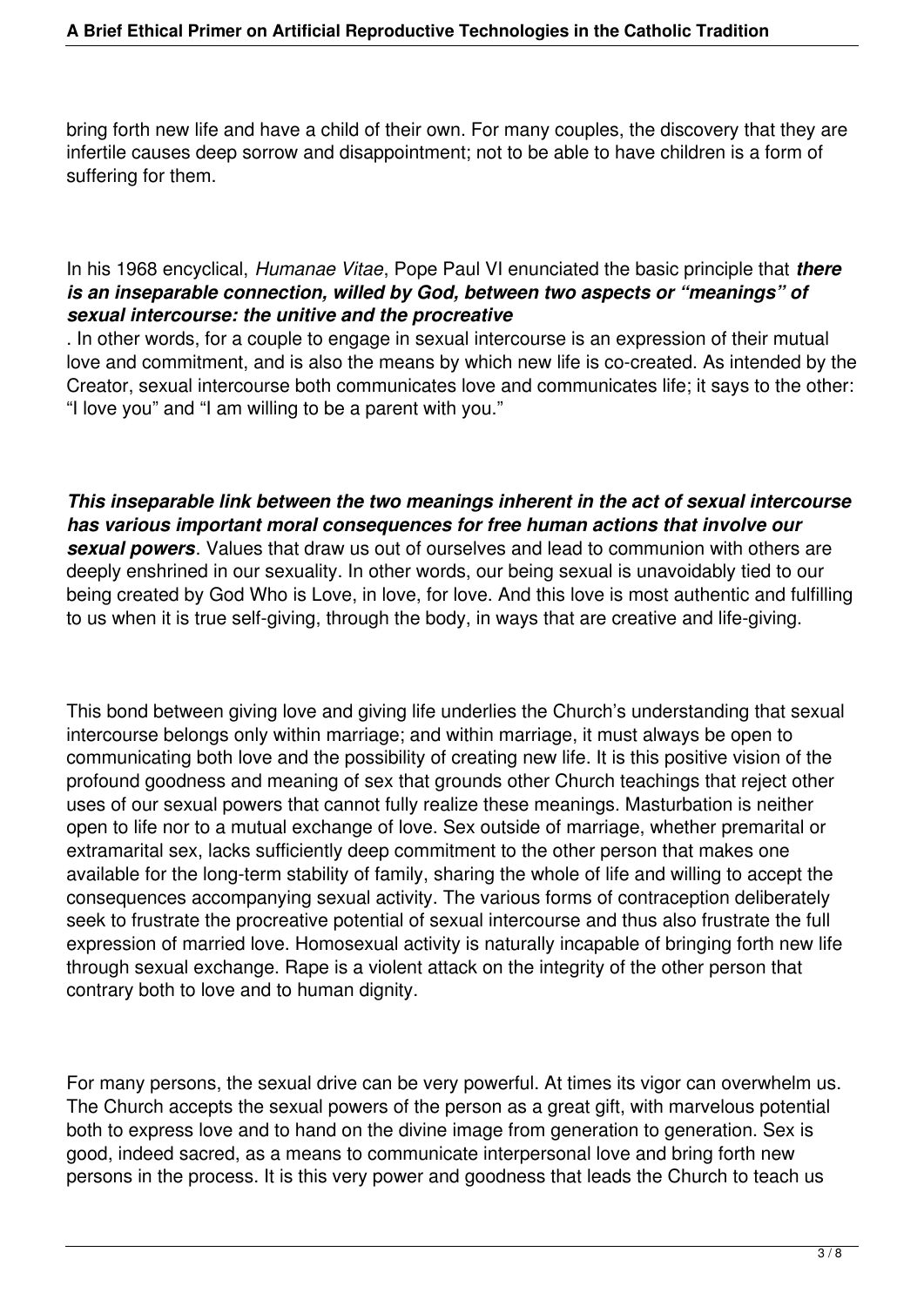bring forth new life and have a child of their own. For many couples, the discovery that they are infertile causes deep sorrow and disappointment; not to be able to have children is a form of suffering for them.

In his 1968 encyclical, *Humanae Vitae*, Pope Paul VI enunciated the basic principle that ***there is an inseparable connection, willed by God, between two aspects or "meanings" of sexual intercourse: the unitive and the procreative***. In other words, for a couple to engage in sexual intercourse is an expression of their mutual love and commitment, and is also the means by which new life is co-created. As intended by the Creator, sexual intercourse both communicates love and communicates life; it says to the other: "I love you" and "I am willing to be a parent with you."

***This inseparable link between the two meanings inherent in the act of sexual intercourse has various important moral consequences for free human actions that involve our sexual powers***. Values that draw us out of ourselves and lead to communion with others are deeply enshrined in our sexuality. In other words, our being sexual is unavoidably tied to our being created by God Who is Love, in love, for love. And this love is most authentic and fulfilling to us when it is true self-giving, through the body, in ways that are creative and life-giving.

This bond between giving love and giving life underlies the Church's understanding that sexual intercourse belongs only within marriage; and within marriage, it must always be open to communicating both love and the possibility of creating new life. It is this positive vision of the profound goodness and meaning of sex that grounds other Church teachings that reject other uses of our sexual powers that cannot fully realize these meanings. Masturbation is neither open to life nor to a mutual exchange of love. Sex outside of marriage, whether premarital or extramarital sex, lacks sufficiently deep commitment to the other person that makes one available for the long-term stability of family, sharing the whole of life and willing to accept the consequences accompanying sexual activity. The various forms of contraception deliberately seek to frustrate the procreative potential of sexual intercourse and thus also frustrate the full expression of married love. Homosexual activity is naturally incapable of bringing forth new life through sexual exchange. Rape is a violent attack on the integrity of the other person that contrary both to love and to human dignity.

For many persons, the sexual drive can be very powerful. At times its vigor can overwhelm us. The Church accepts the sexual powers of the person as a great gift, with marvelous potential both to express love and to hand on the divine image from generation to generation. Sex is good, indeed sacred, as a means to communicate interpersonal love and bring forth new persons in the process. It is this very power and goodness that leads the Church to teach us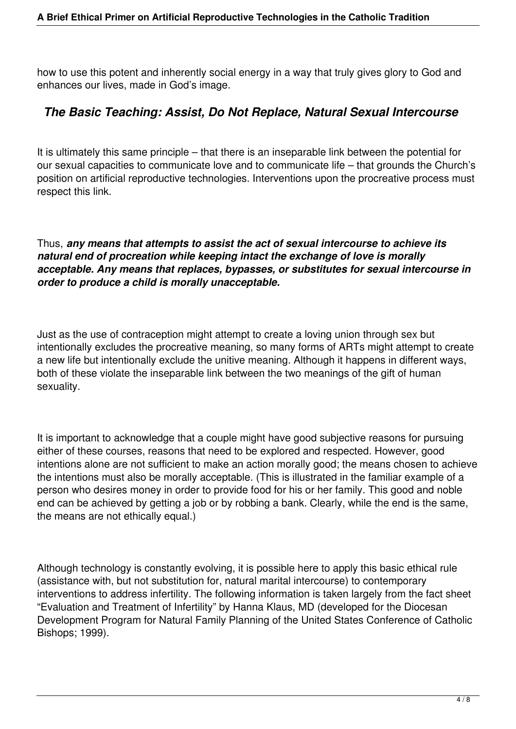how to use this potent and inherently social energy in a way that truly gives glory to God and enhances our lives, made in God's image.

## *The Basic Teaching: Assist, Do Not Replace, Natural Sexual Intercourse*

It is ultimately this same principle – that there is an inseparable link between the potential for our sexual capacities to communicate love and to communicate life – that grounds the Church's position on artificial reproductive technologies. Interventions upon the procreative process must respect this link.

Thus, ***any means that attempts to assist the act of sexual intercourse to achieve its natural end of procreation while keeping intact the exchange of love is morally acceptable. Any means that replaces, bypasses, or substitutes for sexual intercourse in order to produce a child is morally unacceptable.***

Just as the use of contraception might attempt to create a loving union through sex but intentionally excludes the procreative meaning, so many forms of ARTs might attempt to create a new life but intentionally exclude the unitive meaning. Although it happens in different ways, both of these violate the inseparable link between the two meanings of the gift of human sexuality.

It is important to acknowledge that a couple might have good subjective reasons for pursuing either of these courses, reasons that need to be explored and respected. However, good intentions alone are not sufficient to make an action morally good; the means chosen to achieve the intentions must also be morally acceptable. (This is illustrated in the familiar example of a person who desires money in order to provide food for his or her family. This good and noble end can be achieved by getting a job or by robbing a bank. Clearly, while the end is the same, the means are not ethically equal.)

Although technology is constantly evolving, it is possible here to apply this basic ethical rule (assistance with, but not substitution for, natural marital intercourse) to contemporary interventions to address infertility. The following information is taken largely from the fact sheet "Evaluation and Treatment of Infertility" by Hanna Klaus, MD (developed for the Diocesan Development Program for Natural Family Planning of the United States Conference of Catholic Bishops; 1999).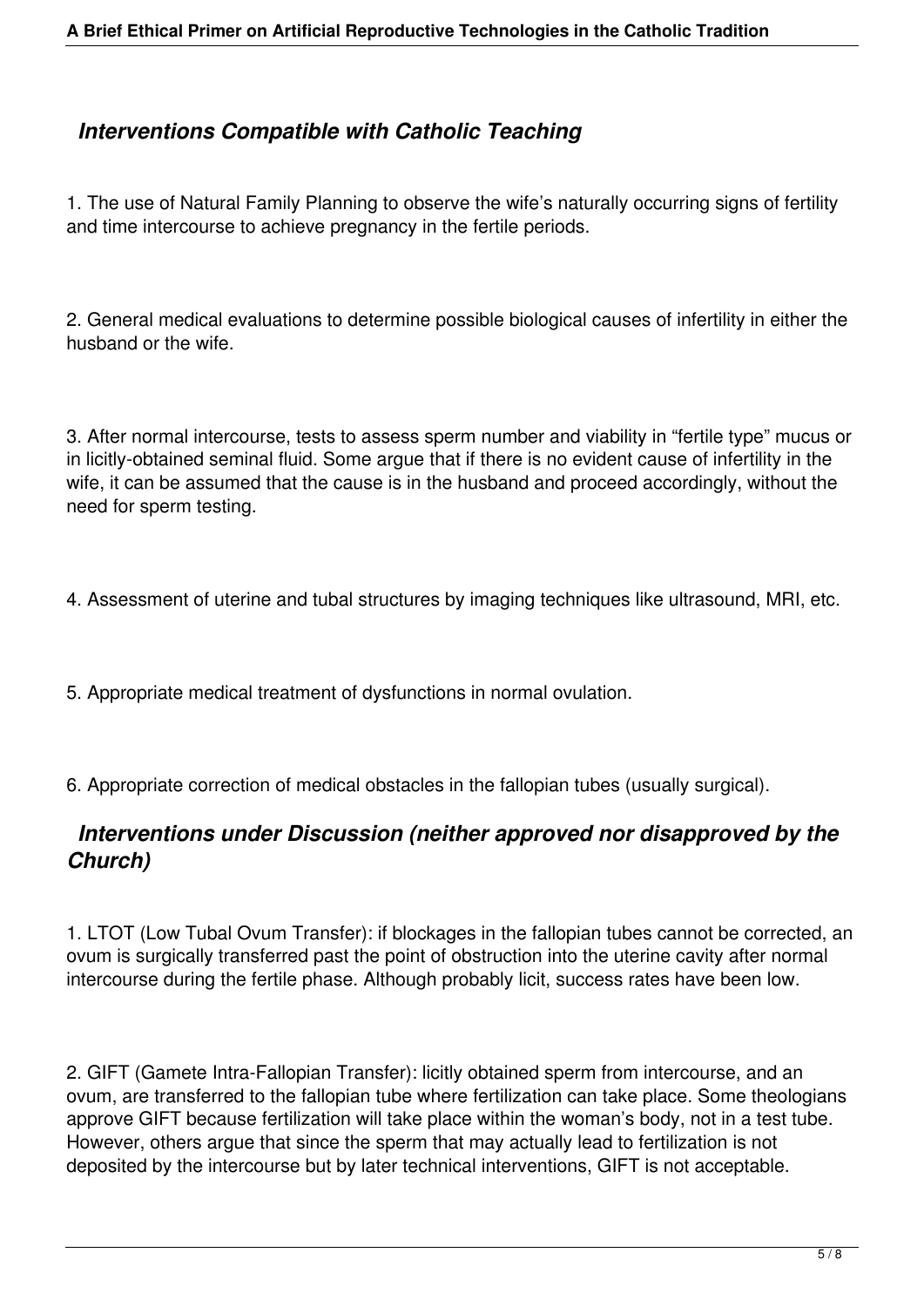## *Interventions Compatible with Catholic Teaching*

1. The use of Natural Family Planning to observe the wife's naturally occurring signs of fertility and time intercourse to achieve pregnancy in the fertile periods.

2. General medical evaluations to determine possible biological causes of infertility in either the husband or the wife.

3. After normal intercourse, tests to assess sperm number and viability in "fertile type" mucus or in licitly-obtained seminal fluid. Some argue that if there is no evident cause of infertility in the wife, it can be assumed that the cause is in the husband and proceed accordingly, without the need for sperm testing.

4. Assessment of uterine and tubal structures by imaging techniques like ultrasound, MRI, etc.

5. Appropriate medical treatment of dysfunctions in normal ovulation.

6. Appropriate correction of medical obstacles in the fallopian tubes (usually surgical).

## *Interventions under Discussion (neither approved nor disapproved by the Church)*

1. LTOT (Low Tubal Ovum Transfer): if blockages in the fallopian tubes cannot be corrected, an ovum is surgically transferred past the point of obstruction into the uterine cavity after normal intercourse during the fertile phase. Although probably licit, success rates have been low.

2. GIFT (Gamete Intra-Fallopian Transfer): licitly obtained sperm from intercourse, and an ovum, are transferred to the fallopian tube where fertilization can take place. Some theologians approve GIFT because fertilization will take place within the woman's body, not in a test tube. However, others argue that since the sperm that may actually lead to fertilization is not deposited by the intercourse but by later technical interventions, GIFT is not acceptable.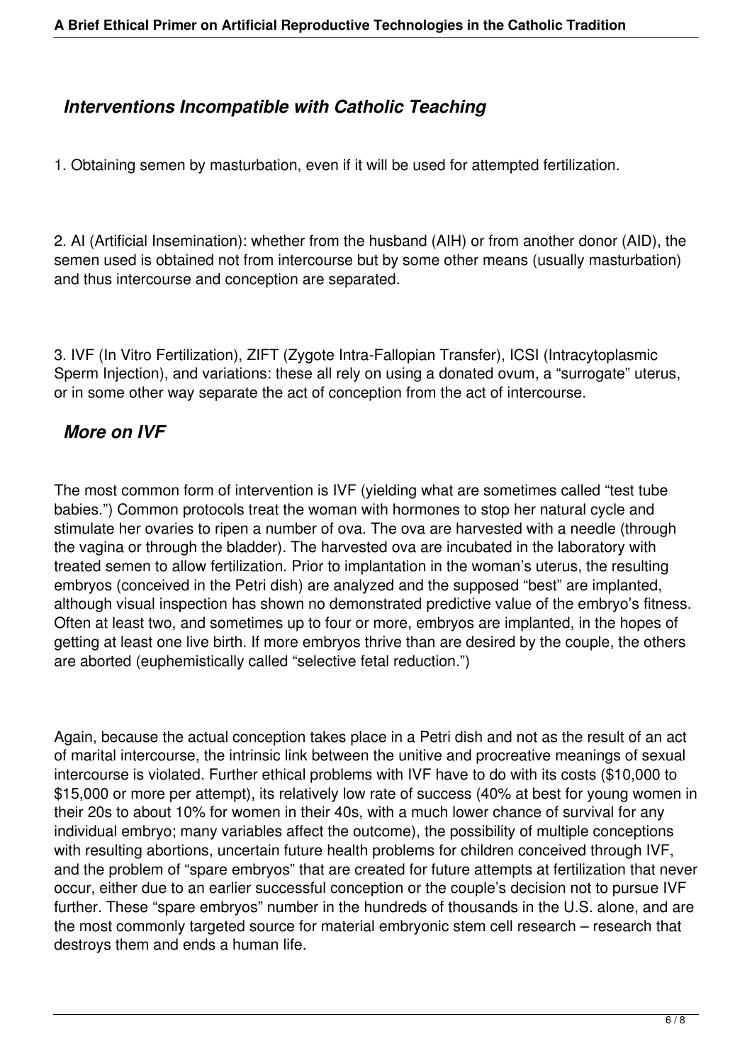## *Interventions Incompatible with Catholic Teaching*

1. Obtaining semen by masturbation, even if it will be used for attempted fertilization.

2. AI (Artificial Insemination): whether from the husband (AIH) or from another donor (AID), the semen used is obtained not from intercourse but by some other means (usually masturbation) and thus intercourse and conception are separated.

3. IVF (In Vitro Fertilization), ZIFT (Zygote Intra-Fallopian Transfer), ICSI (Intracytoplasmic Sperm Injection), and variations: these all rely on using a donated ovum, a "surrogate" uterus, or in some other way separate the act of conception from the act of intercourse.

## *More on IVF*

The most common form of intervention is IVF (yielding what are sometimes called "test tube babies.") Common protocols treat the woman with hormones to stop her natural cycle and stimulate her ovaries to ripen a number of ova. The ova are harvested with a needle (through the vagina or through the bladder). The harvested ova are incubated in the laboratory with treated semen to allow fertilization. Prior to implantation in the woman's uterus, the resulting embryos (conceived in the Petri dish) are analyzed and the supposed "best" are implanted, although visual inspection has shown no demonstrated predictive value of the embryo's fitness. Often at least two, and sometimes up to four or more, embryos are implanted, in the hopes of getting at least one live birth. If more embryos thrive than are desired by the couple, the others are aborted (euphemistically called "selective fetal reduction.")

Again, because the actual conception takes place in a Petri dish and not as the result of an act of marital intercourse, the intrinsic link between the unitive and procreative meanings of sexual intercourse is violated. Further ethical problems with IVF have to do with its costs ($10,000 to $15,000 or more per attempt), its relatively low rate of success (40% at best for young women in their 20s to about 10% for women in their 40s, with a much lower chance of survival for any individual embryo; many variables affect the outcome), the possibility of multiple conceptions with resulting abortions, uncertain future health problems for children conceived through IVF, and the problem of "spare embryos" that are created for future attempts at fertilization that never occur, either due to an earlier successful conception or the couple's decision not to pursue IVF further. These "spare embryos" number in the hundreds of thousands in the U.S. alone, and are the most commonly targeted source for material embryonic stem cell research – research that destroys them and ends a human life.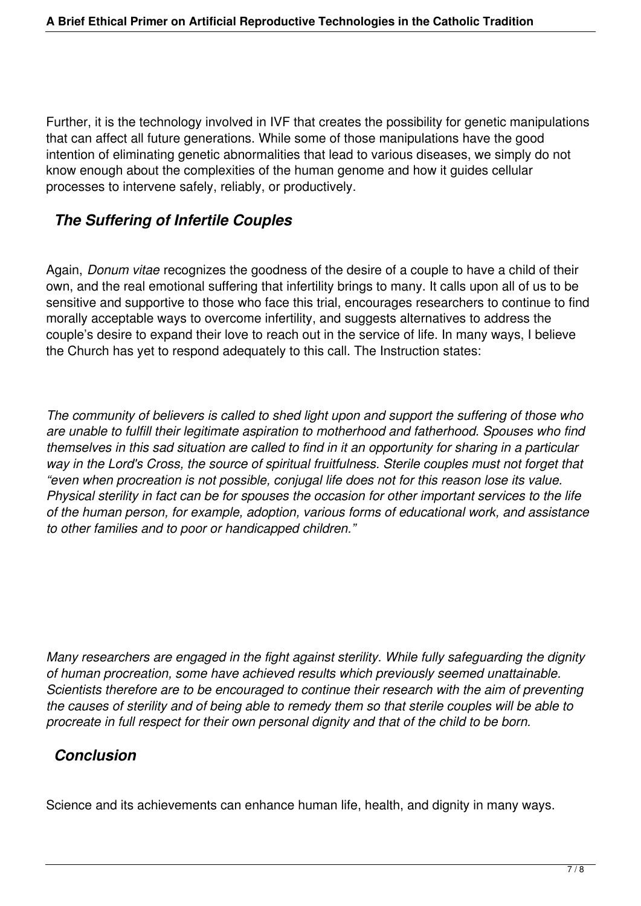Further, it is the technology involved in IVF that creates the possibility for genetic manipulations that can affect all future generations. While some of those manipulations have the good intention of eliminating genetic abnormalities that lead to various diseases, we simply do not know enough about the complexities of the human genome and how it guides cellular processes to intervene safely, reliably, or productively.

## *The Suffering of Infertile Couples*

Again, *Donum vitae* recognizes the goodness of the desire of a couple to have a child of their own, and the real emotional suffering that infertility brings to many. It calls upon all of us to be sensitive and supportive to those who face this trial, encourages researchers to continue to find morally acceptable ways to overcome infertility, and suggests alternatives to address the couple's desire to expand their love to reach out in the service of life. In many ways, I believe the Church has yet to respond adequately to this call. The Instruction states:

*The community of believers is called to shed light upon and support the suffering of those who are unable to fulfill their legitimate aspiration to motherhood and fatherhood. Spouses who find themselves in this sad situation are called to find in it an opportunity for sharing in a particular way in the Lord's Cross, the source of spiritual fruitfulness. Sterile couples must not forget that "even when procreation is not possible, conjugal life does not for this reason lose its value. Physical sterility in fact can be for spouses the occasion for other important services to the life of the human person, for example, adoption, various forms of educational work, and assistance to other families and to poor or handicapped children."*

*Many researchers are engaged in the fight against sterility. While fully safeguarding the dignity of human procreation, some have achieved results which previously seemed unattainable. Scientists therefore are to be encouraged to continue their research with the aim of preventing the causes of sterility and of being able to remedy them so that sterile couples will be able to procreate in full respect for their own personal dignity and that of the child to be born.*

## *Conclusion*

Science and its achievements can enhance human life, health, and dignity in many ways.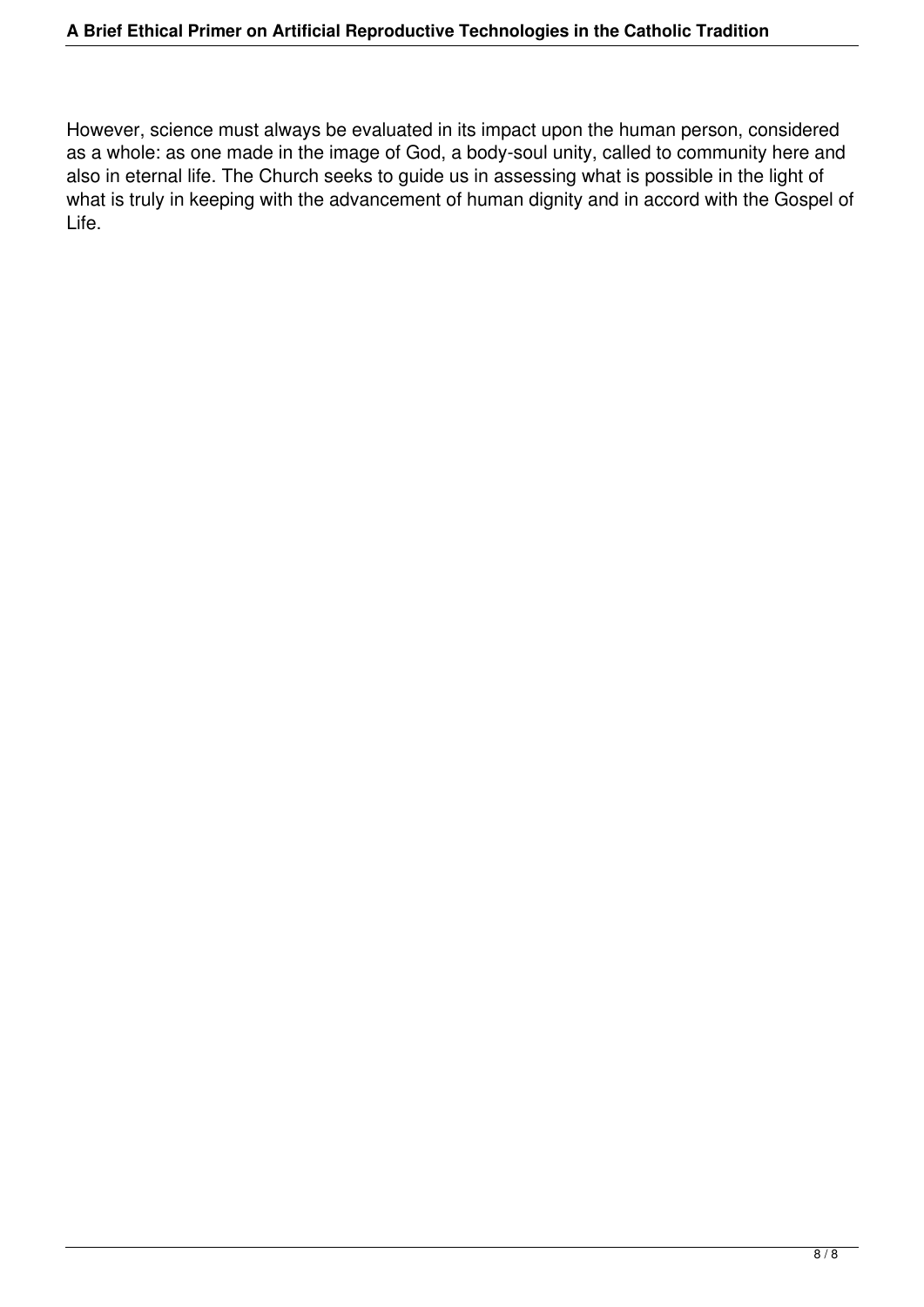However, science must always be evaluated in its impact upon the human person, considered as a whole: as one made in the image of God, a body-soul unity, called to community here and also in eternal life. The Church seeks to guide us in assessing what is possible in the light of what is truly in keeping with the advancement of human dignity and in accord with the Gospel of Life.